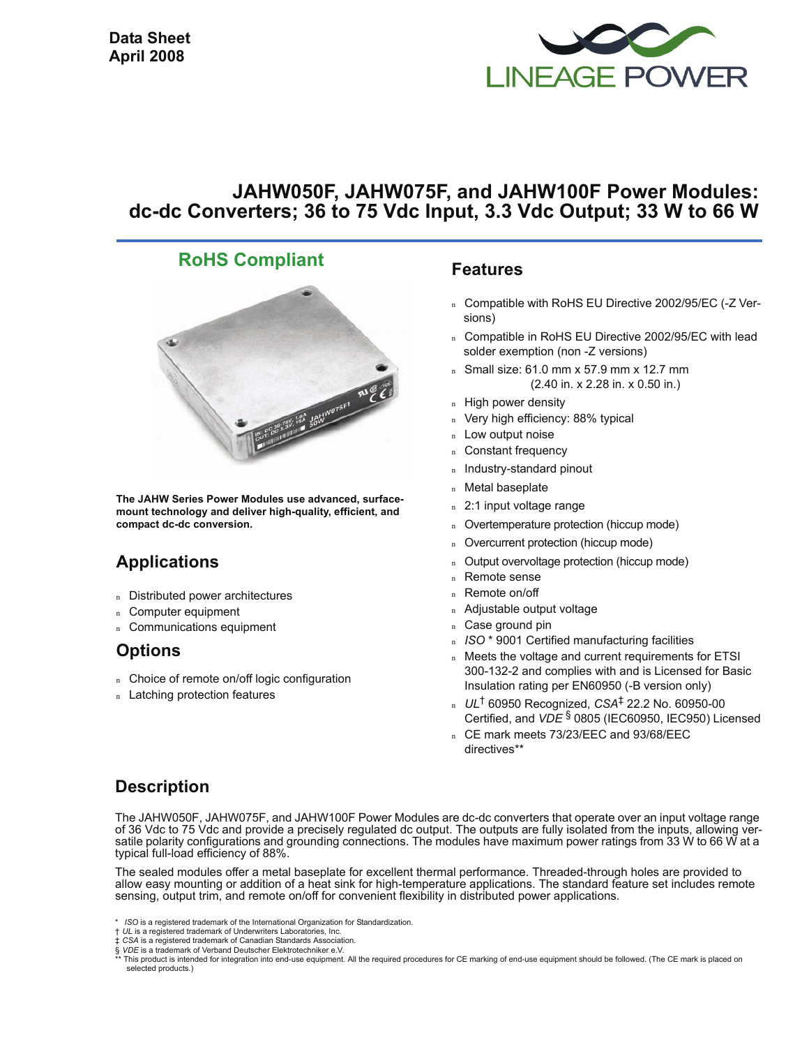Data Sheet
April 2008

LINEAGE POWER

# JAHW050F, JAHW075F, and JAHW100F Power Modules: dc-dc Converters; 36 to 75 Vdc Input, 3.3 Vdc Output; 33 W to 66 W

## RoHS Compliant

**The JAHW Series Power Modules use advanced, surface-mount technology and deliver high-quality, efficient, and compact dc-dc conversion.**

## Applications

- Distributed power architectures
- Computer equipment
- Communications equipment

## Options

- Choice of remote on/off logic configuration
- Latching protection features

## Features

- Compatible with RoHS EU Directive 2002/95/EC (-Z Versions)
- Compatible in RoHS EU Directive 2002/95/EC with lead solder exemption (non -Z versions)
- Small size: 61.0 mm x 57.9 mm x 12.7 mm (2.40 in. x 2.28 in. x 0.50 in.)
- High power density
- Very high efficiency: 88% typical
- Low output noise
- Constant frequency
- Industry-standard pinout
- Metal baseplate
- 2:1 input voltage range
- Overtemperature protection (hiccup mode)
- Overcurrent protection (hiccup mode)
- Output overvoltage protection (hiccup mode)
- Remote sense
- Remote on/off
- Adjustable output voltage
- Case ground pin
- *ISO* * 9001 Certified manufacturing facilities
- Meets the voltage and current requirements for ETSI 300-132-2 and complies with and is Licensed for Basic Insulation rating per EN60950 (-B version only)
- *UL*† 60950 Recognized, *CSA*‡ 22.2 No. 60950-00 Certified, and *VDE* § 0805 (IEC60950, IEC950) Licensed
- CE mark meets 73/23/EEC and 93/68/EEC directives**

## Description

The JAHW050F, JAHW075F, and JAHW100F Power Modules are dc-dc converters that operate over an input voltage range of 36 Vdc to 75 Vdc and provide a precisely regulated dc output. The outputs are fully isolated from the inputs, allowing versatile polarity configurations and grounding connections. The modules have maximum power ratings from 33 W to 66 W at a typical full-load efficiency of 88%.

The sealed modules offer a metal baseplate for excellent thermal performance. Threaded-through holes are provided to allow easy mounting or addition of a heat sink for high-temperature applications. The standard feature set includes remote sensing, output trim, and remote on/off for convenient flexibility in distributed power applications.

\* *ISO* is a registered trademark of the International Organization for Standardization.
† *UL* is a registered trademark of Underwriters Laboratories, Inc.
‡ *CSA* is a registered trademark of Canadian Standards Association.
§ *VDE* is a trademark of Verband Deutscher Elektrotechniker e.V.
** This product is intended for integration into end-use equipment. All the required procedures for CE marking of end-use equipment should be followed. (The CE mark is placed on selected products.)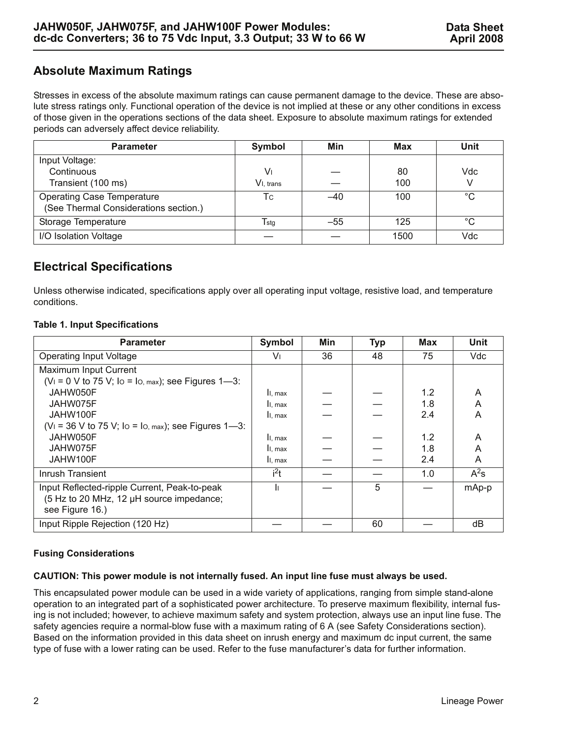## Absolute Maximum Ratings

Stresses in excess of the absolute maximum ratings can cause permanent damage to the device. These are absolute stress ratings only. Functional operation of the device is not implied at these or any other conditions in excess of those given in the operations sections of the data sheet. Exposure to absolute maximum ratings for extended periods can adversely affect device reliability.

| Parameter | Symbol | Min | Max | Unit |
|---|---|---|---|---|
| Input Voltage: | | | | |
| Continuous | $V_I$ | — | 80 | Vdc |
| Transient (100 ms) | $V_{I,\ trans}$ | — | 100 | V |
| Operating Case Temperature (See Thermal Considerations section.) | $T_C$ | –40 | 100 | °C |
| Storage Temperature | $T_{stg}$ | –55 | 125 | °C |
| I/O Isolation Voltage | — | — | 1500 | Vdc |

## Electrical Specifications

Unless otherwise indicated, specifications apply over all operating input voltage, resistive load, and temperature conditions.

**Table 1. Input Specifications**

| Parameter | Symbol | Min | Typ | Max | Unit |
|---|---|---|---|---|---|
| Operating Input Voltage | $V_I$ | 36 | 48 | 75 | Vdc |
| Maximum Input Current ($V_I$ = 0 V to 75 V; $I_O = I_{O,\ max}$); see Figures 1—3: | | | | | |
| JAHW050F | $I_{I,\ max}$ | — | — | 1.2 | A |
| JAHW075F | $I_{I,\ max}$ | — | — | 1.8 | A |
| JAHW100F | $I_{I,\ max}$ | — | — | 2.4 | A |
| ($V_I$ = 36 V to 75 V; $I_O = I_{O,\ max}$); see Figures 1—3: | | | | | |
| JAHW050F | $I_{I,\ max}$ | — | — | 1.2 | A |
| JAHW075F | $I_{I,\ max}$ | — | — | 1.8 | A |
| JAHW100F | $I_{I,\ max}$ | — | — | 2.4 | A |
| Inrush Transient | $i^2t$ | — | — | 1.0 | $A^2s$ |
| Input Reflected-ripple Current, Peak-to-peak (5 Hz to 20 MHz, 12 μH source impedance; see Figure 16.) | $I_I$ | — | 5 | — | mAp-p |
| Input Ripple Rejection (120 Hz) | — | — | 60 | — | dB |

#### Fusing Considerations

**CAUTION: This power module is not internally fused. An input line fuse must always be used.**

This encapsulated power module can be used in a wide variety of applications, ranging from simple stand-alone operation to an integrated part of a sophisticated power architecture. To preserve maximum flexibility, internal fusing is not included; however, to achieve maximum safety and system protection, always use an input line fuse. The safety agencies require a normal-blow fuse with a maximum rating of 6 A (see Safety Considerations section). Based on the information provided in this data sheet on inrush energy and maximum dc input current, the same type of fuse with a lower rating can be used. Refer to the fuse manufacturer's data for further information.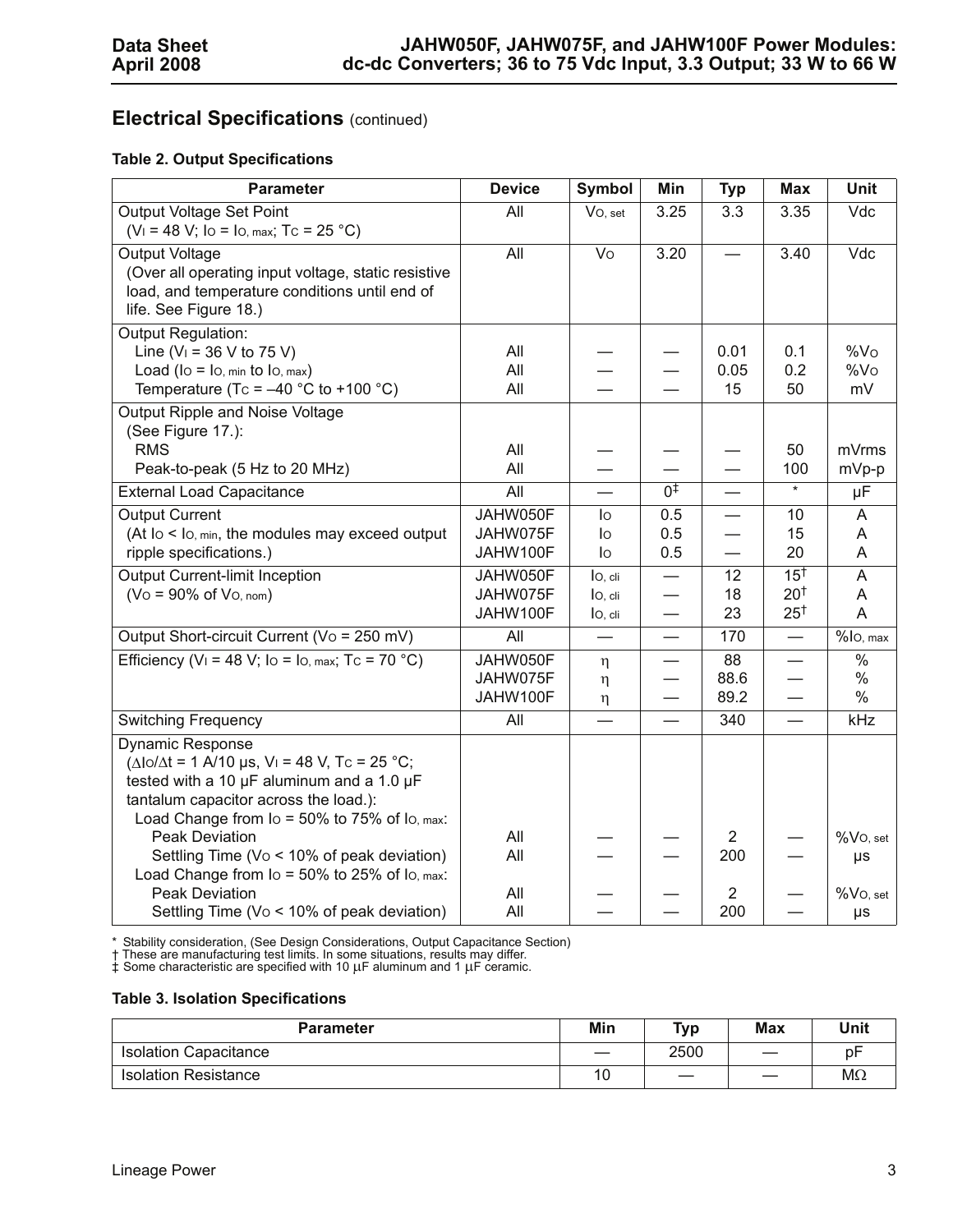## Electrical Specifications (continued)

### Table 2. Output Specifications

| Parameter | Device | Symbol | Min | Typ | Max | Unit |
|---|---|---|---|---|---|---|
| Output Voltage Set Point ($V_I$ = 48 V; $I_O = I_{O,\,max}$; $T_C$ = 25 °C) | All | $V_{O,\,set}$ | 3.25 | 3.3 | 3.35 | Vdc |
| Output Voltage (Over all operating input voltage, static resistive load, and temperature conditions until end of life. See Figure 18.) | All | $V_O$ | 3.20 | — | 3.40 | Vdc |
| Output Regulation: | | | | | | |
| Line ($V_I$ = 36 V to 75 V) | All | — | — | 0.01 | 0.1 | %$V_O$ |
| Load ($I_O = I_{O,\,min}$ to $I_{O,\,max}$) | All | — | — | 0.05 | 0.2 | %$V_O$ |
| Temperature ($T_C$ = –40 °C to +100 °C) | All | — | — | 15 | 50 | mV |
| Output Ripple and Noise Voltage (See Figure 17.): | | | | | | |
| RMS | All | — | — | — | 50 | mVrms |
| Peak-to-peak (5 Hz to 20 MHz) | All | — | — | — | 100 | mVp-p |
| External Load Capacitance | All | — | 0‡ | — | * | µF |
| Output Current (At $I_O < I_{O,\,min}$, the modules may exceed output ripple specifications.) | JAHW050F | $I_O$ | 0.5 | — | 10 | A |
| | JAHW075F | $I_O$ | 0.5 | — | 15 | A |
| | JAHW100F | $I_O$ | 0.5 | — | 20 | A |
| Output Current-limit Inception ($V_O$ = 90% of $V_{O,\,nom}$) | JAHW050F | $I_{O,\,cli}$ | — | 12 | 15† | A |
| | JAHW075F | $I_{O,\,cli}$ | — | 18 | 20† | A |
| | JAHW100F | $I_{O,\,cli}$ | — | 23 | 25† | A |
| Output Short-circuit Current ($V_O$ = 250 mV) | All | — | — | 170 | — | %$I_{O,\,max}$ |
| Efficiency ($V_I$ = 48 V; $I_O = I_{O,\,max}$; $T_C$ = 70 °C) | JAHW050F | $\eta$ | — | 88 | — | % |
| | JAHW075F | $\eta$ | — | 88.6 | — | % |
| | JAHW100F | $\eta$ | — | 89.2 | — | % |
| Switching Frequency | All | — | — | 340 | — | kHz |
| Dynamic Response ($\Delta I_O/\Delta t$ = 1 A/10 µs, $V_I$ = 48 V, $T_C$ = 25 °C; tested with a 10 µF aluminum and a 1.0 µF tantalum capacitor across the load.): | | | | | | |
| Load Change from $I_O$ = 50% to 75% of $I_{O,\,max}$: | | | | | | |
| Peak Deviation | All | — | — | 2 | — | %$V_{O,\,set}$ |
| Settling Time ($V_O$ < 10% of peak deviation) | All | — | — | 200 | — | µs |
| Load Change from $I_O$ = 50% to 25% of $I_{O,\,max}$: | | | | | | |
| Peak Deviation | All | — | — | 2 | — | %$V_{O,\,set}$ |
| Settling Time ($V_O$ < 10% of peak deviation) | All | — | — | 200 | — | µs |

\* Stability consideration, (See Design Considerations, Output Capacitance Section)
† These are manufacturing test limits. In some situations, results may differ.
‡ Some characteristic are specified with 10 µF aluminum and 1 µF ceramic.

### Table 3. Isolation Specifications

| Parameter | Min | Typ | Max | Unit |
|---|---|---|---|---|
| Isolation Capacitance | — | 2500 | — | pF |
| Isolation Resistance | 10 | — | — | MΩ |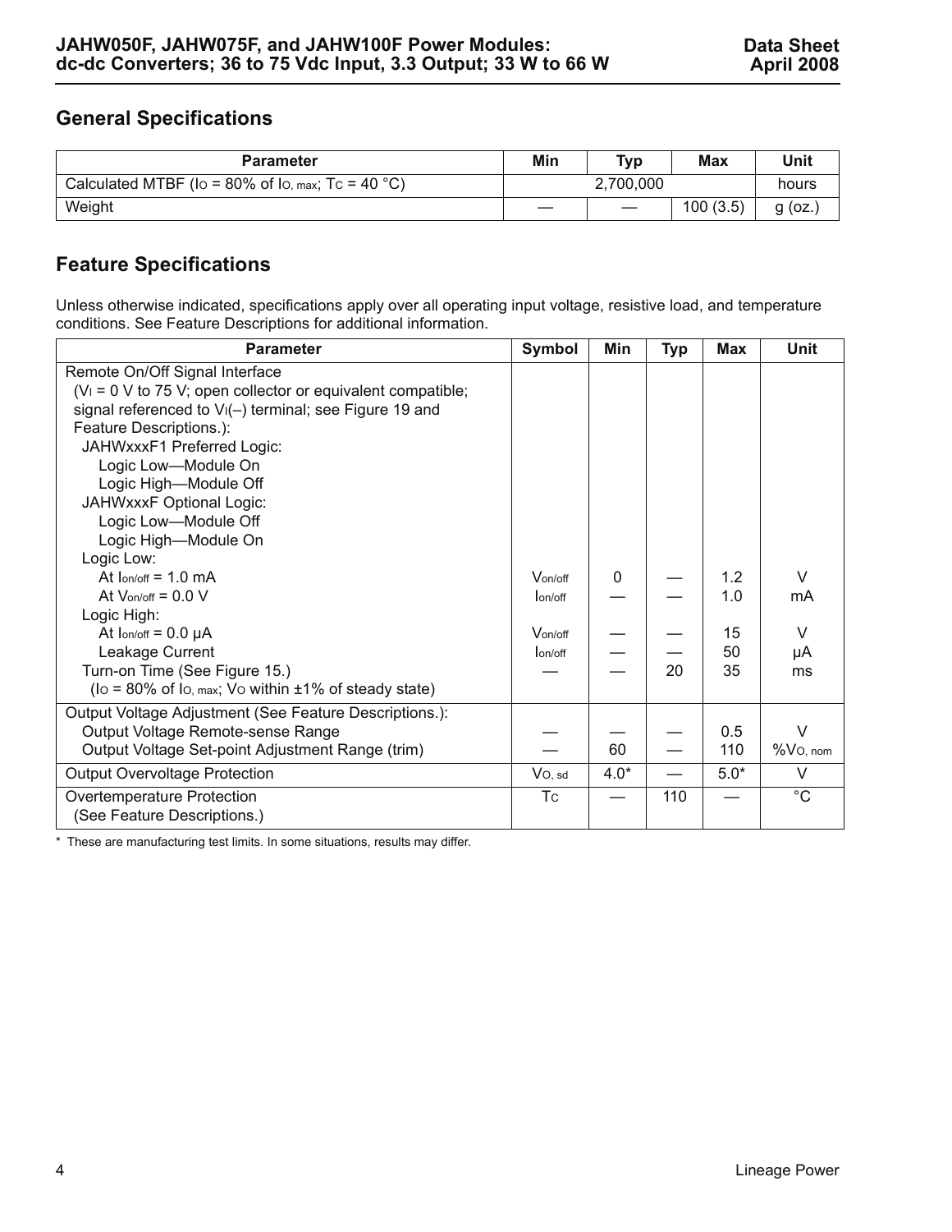## General Specifications

| Parameter | Min | Typ | Max | Unit |
|---|---|---|---|---|
| Calculated MTBF ($I_O$ = 80% of $I_{O,\ max}$; $T_C$ = 40 °C) | | 2,700,000 | | hours |
| Weight | — | — | 100 (3.5) | g (oz.) |

## Feature Specifications

Unless otherwise indicated, specifications apply over all operating input voltage, resistive load, and temperature conditions. See Feature Descriptions for additional information.

| Parameter | Symbol | Min | Typ | Max | Unit |
|---|---|---|---|---|---|
| Remote On/Off Signal Interface | | | | | |
| ($V_I$ = 0 V to 75 V; open collector or equivalent compatible; signal referenced to $V_I(-)$ terminal; see Figure 19 and Feature Descriptions.): | | | | | |
| JAHWxxxF1 Preferred Logic: | | | | | |
| Logic Low—Module On | | | | | |
| Logic High—Module Off | | | | | |
| JAHWxxxF Optional Logic: | | | | | |
| Logic Low—Module Off | | | | | |
| Logic High—Module On | | | | | |
| Logic Low: | | | | | |
| At $I_{on/off}$ = 1.0 mA | $V_{on/off}$ | 0 | — | 1.2 | V |
| At $V_{on/off}$ = 0.0 V | $I_{on/off}$ | — | — | 1.0 | mA |
| Logic High: | | | | | |
| At $I_{on/off}$ = 0.0 μA | $V_{on/off}$ | — | — | 15 | V |
| Leakage Current | $I_{on/off}$ | — | — | 50 | μA |
| Turn-on Time (See Figure 15.) ($I_O$ = 80% of $I_{O,\ max}$; $V_O$ within ±1% of steady state) | — | — | 20 | 35 | ms |
| Output Voltage Adjustment (See Feature Descriptions.): | | | | | |
| Output Voltage Remote-sense Range | — | — | — | 0.5 | V |
| Output Voltage Set-point Adjustment Range (trim) | — | 60 | — | 110 | $\%V_{O,\ nom}$ |
| Output Overvoltage Protection | $V_{O,\ sd}$ | 4.0* | — | 5.0* | V |
| Overtemperature Protection (See Feature Descriptions.) | $T_C$ | — | 110 | — | °C |

* These are manufacturing test limits. In some situations, results may differ.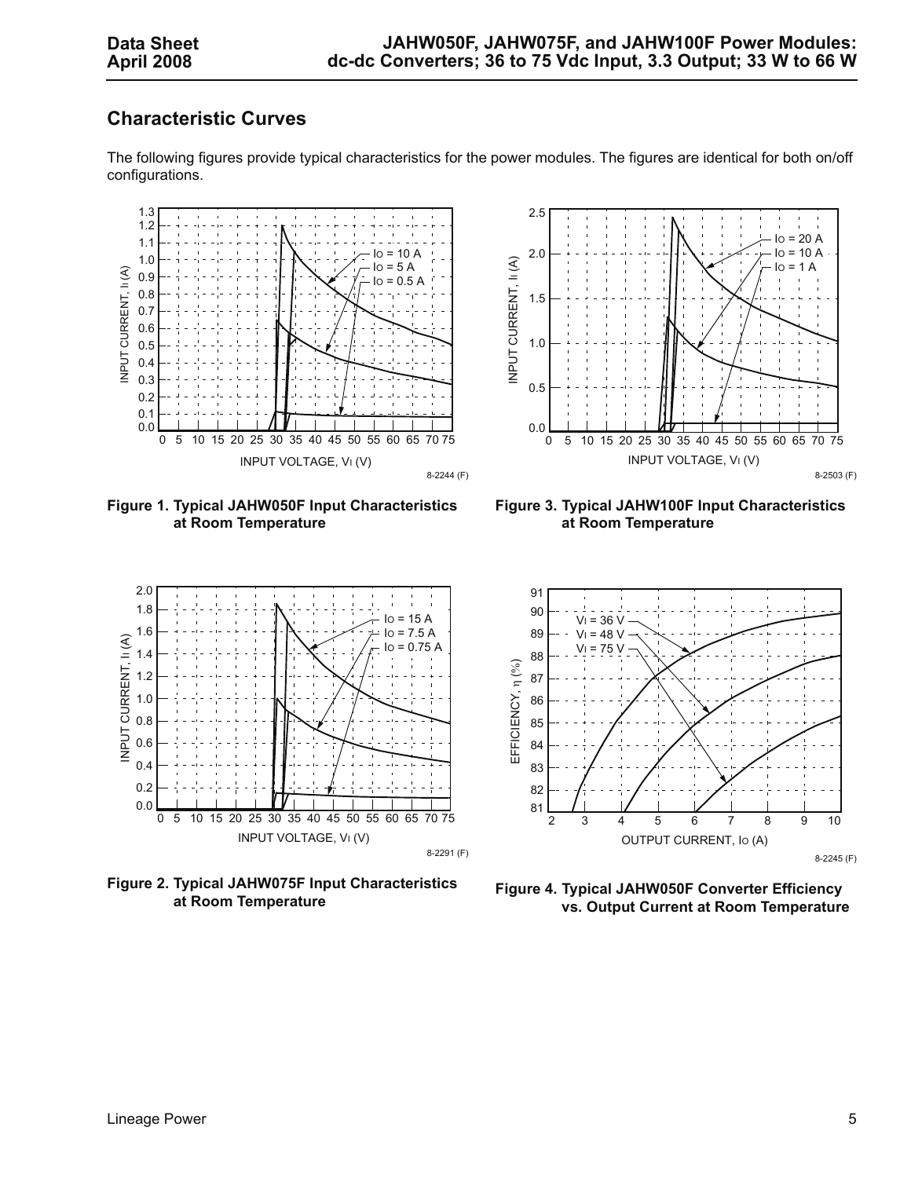## Characteristic Curves

The following figures provide typical characteristics for the power modules. The figures are identical for both on/off configurations.

**Figure 1. Typical JAHW050F Input Characteristics at Room Temperature**

**Figure 3. Typical JAHW100F Input Characteristics at Room Temperature**

**Figure 2. Typical JAHW075F Input Characteristics at Room Temperature**

**Figure 4. Typical JAHW050F Converter Efficiency vs. Output Current at Room Temperature**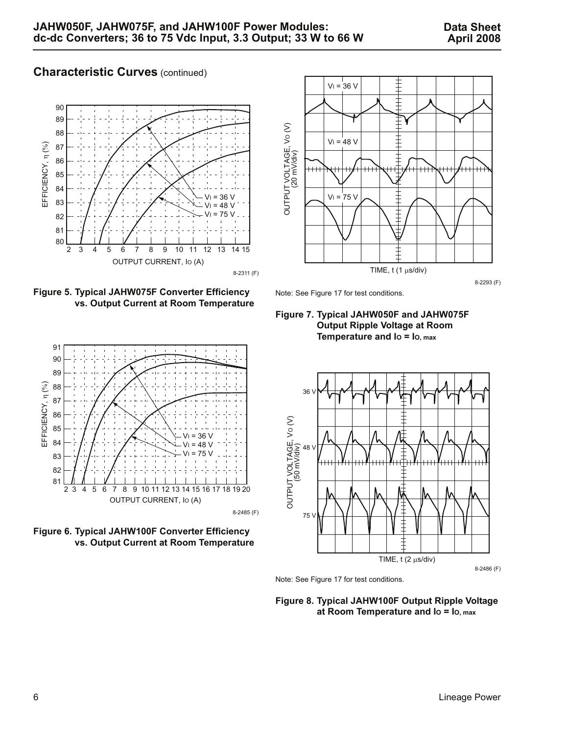## Characteristic Curves (continued)

8-2311 (F)

**Figure 5. Typical JAHW075F Converter Efficiency vs. Output Current at Room Temperature**

8-2485 (F)

**Figure 6. Typical JAHW100F Converter Efficiency vs. Output Current at Room Temperature**

8-2293 (F)

Note: See Figure 17 for test conditions.

**Figure 7. Typical JAHW050F and JAHW075F Output Ripple Voltage at Room Temperature and $I_O = I_{O,\,max}$**

8-2486 (F)

Note: See Figure 17 for test conditions.

**Figure 8. Typical JAHW100F Output Ripple Voltage at Room Temperature and $I_O = I_{O,\,max}$**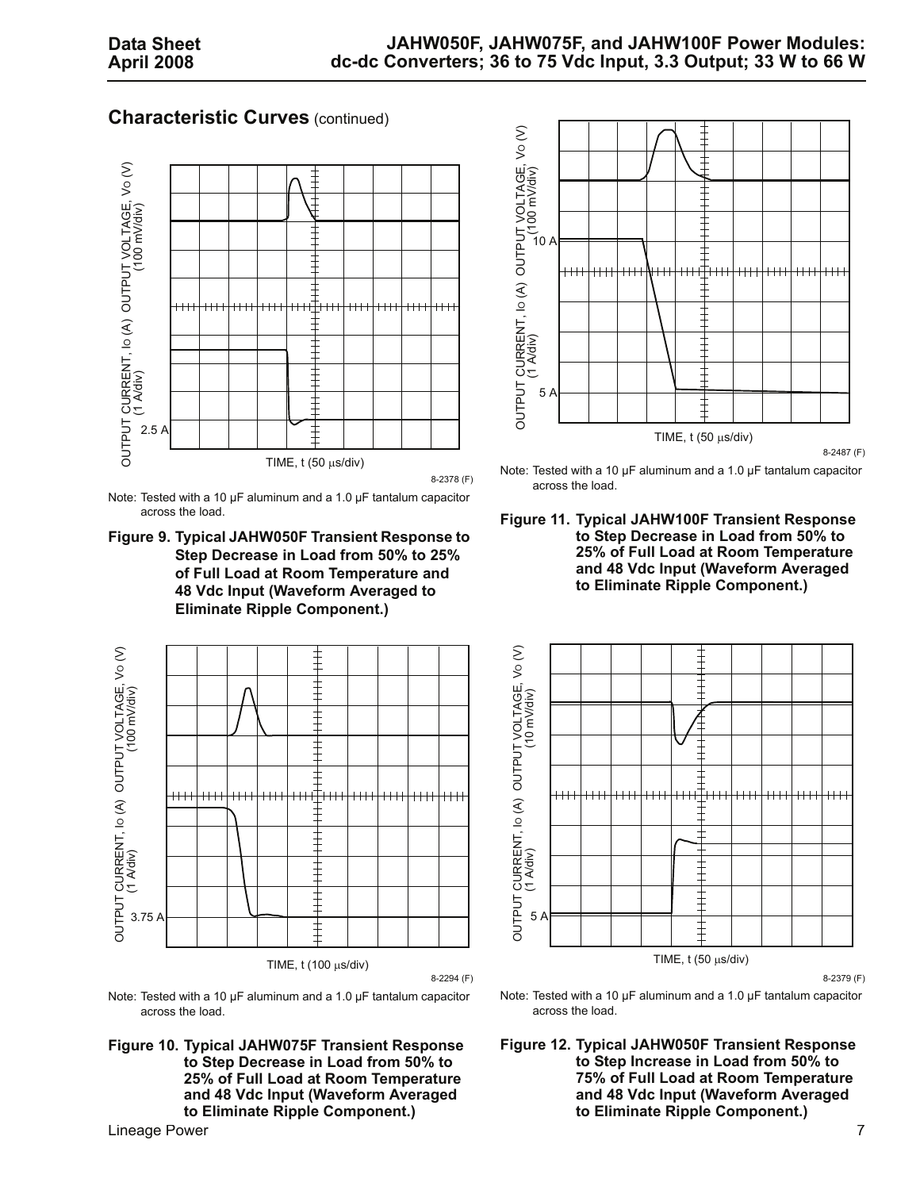## Characteristic Curves (continued)

Note: Tested with a 10 µF aluminum and a 1.0 µF tantalum capacitor across the load.

**Figure 9. Typical JAHW050F Transient Response to Step Decrease in Load from 50% to 25% of Full Load at Room Temperature and 48 Vdc Input (Waveform Averaged to Eliminate Ripple Component.)**

Note: Tested with a 10 µF aluminum and a 1.0 µF tantalum capacitor across the load.

**Figure 10. Typical JAHW075F Transient Response to Step Decrease in Load from 50% to 25% of Full Load at Room Temperature and 48 Vdc Input (Waveform Averaged to Eliminate Ripple Component.)**

Note: Tested with a 10 µF aluminum and a 1.0 µF tantalum capacitor across the load.

**Figure 11. Typical JAHW100F Transient Response to Step Decrease in Load from 50% to 25% of Full Load at Room Temperature and 48 Vdc Input (Waveform Averaged to Eliminate Ripple Component.)**

Note: Tested with a 10 µF aluminum and a 1.0 µF tantalum capacitor across the load.

**Figure 12. Typical JAHW050F Transient Response to Step Increase in Load from 50% to 75% of Full Load at Room Temperature and 48 Vdc Input (Waveform Averaged to Eliminate Ripple Component.)**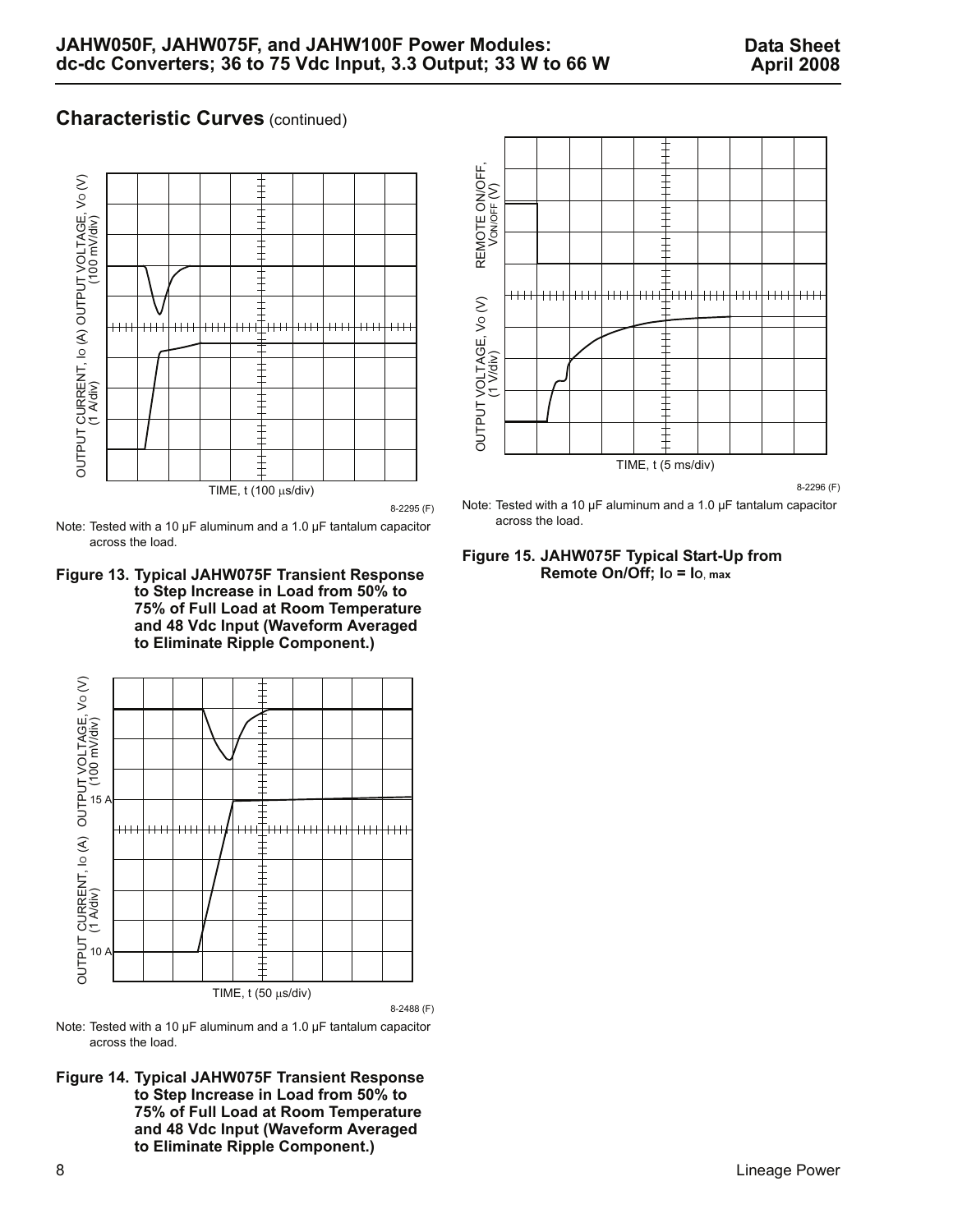## Characteristic Curves (continued)

OUTPUT CURRENT, $I_O$ (A) (1 A/div) OUTPUT VOLTAGE, $V_O$ (V) (100 mV/div)

TIME, t (100 µs/div)

8-2295 (F)

Note: Tested with a 10 µF aluminum and a 1.0 µF tantalum capacitor across the load.

**Figure 13. Typical JAHW075F Transient Response to Step Increase in Load from 50% to 75% of Full Load at Room Temperature and 48 Vdc Input (Waveform Averaged to Eliminate Ripple Component.)**

OUTPUT CURRENT, $I_O$ (A) (1 A/div) OUTPUT VOLTAGE, $V_O$ (V) (100 mV/div)

15 A

10 A

TIME, t (50 µs/div)

8-2488 (F)

Note: Tested with a 10 µF aluminum and a 1.0 µF tantalum capacitor across the load.

**Figure 14. Typical JAHW075F Transient Response to Step Increase in Load from 50% to 75% of Full Load at Room Temperature and 48 Vdc Input (Waveform Averaged to Eliminate Ripple Component.)**

OUTPUT VOLTAGE, $V_O$ (V) (1 V/div) REMOTE ON/OFF, $V_{ON/OFF}$ (V)

TIME, t (5 ms/div)

8-2296 (F)

Note: Tested with a 10 µF aluminum and a 1.0 µF tantalum capacitor across the load.

**Figure 15. JAHW075F Typical Start-Up from Remote On/Off; $I_O = I_{O,\ max}$**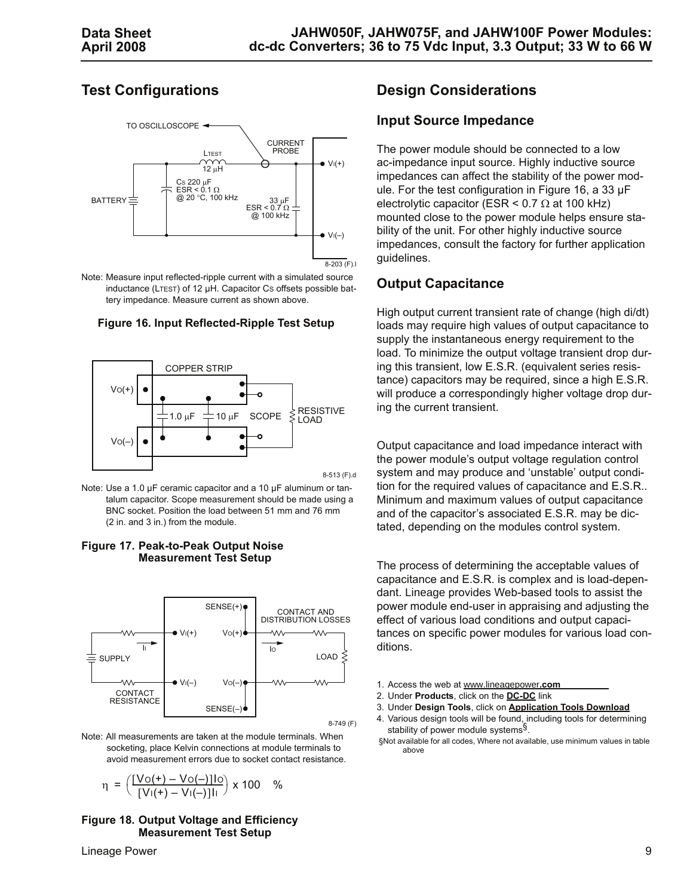## Test Configurations

Note: Measure input reflected-ripple current with a simulated source inductance ($L_{TEST}$) of 12 µH. Capacitor $C_S$ offsets possible battery impedance. Measure current as shown above.

**Figure 16. Input Reflected-Ripple Test Setup**

Note: Use a 1.0 µF ceramic capacitor and a 10 µF aluminum or tantalum capacitor. Scope measurement should be made using a BNC socket. Position the load between 51 mm and 76 mm (2 in. and 3 in.) from the module.

**Figure 17. Peak-to-Peak Output Noise Measurement Test Setup**

Note: All measurements are taken at the module terminals. When socketing, place Kelvin connections at module terminals to avoid measurement errors due to socket contact resistance.

$$\eta = \left(\frac{[V_O(+) - V_O(-)]I_O}{[V_I(+) - V_I(-)]I_I}\right) \times 100 \quad \%$$

**Figure 18. Output Voltage and Efficiency Measurement Test Setup**

## Design Considerations

### Input Source Impedance

The power module should be connected to a low ac-impedance input source. Highly inductive source impedances can affect the stability of the power module. For the test configuration in Figure 16, a 33 µF electrolytic capacitor (ESR < 0.7 Ω at 100 kHz) mounted close to the power module helps ensure stability of the unit. For other highly inductive source impedances, consult the factory for further application guidelines.

### Output Capacitance

High output current transient rate of change (high di/dt) loads may require high values of output capacitance to supply the instantaneous energy requirement to the load. To minimize the output voltage transient drop during this transient, low E.S.R. (equivalent series resistance) capacitors may be required, since a high E.S.R. will produce a correspondingly higher voltage drop during the current transient.

Output capacitance and load impedance interact with the power module's output voltage regulation control system and may produce and 'unstable' output condition for the required values of capacitance and E.S.R.. Minimum and maximum values of output capacitance and of the capacitor's associated E.S.R. may be dictated, depending on the modules control system.

The process of determining the acceptable values of capacitance and E.S.R. is complex and is load-dependant. Lineage provides Web-based tools to assist the power module end-user in appraising and adjusting the effect of various load conditions and output capacitances on specific power modules for various load conditions.

1. Access the web at www.lineagepower**.com**
2. Under **Products**, click on the **DC-DC** link
3. Under **Design Tools**, click on **Application Tools Download**
4. Various design tools will be found, including tools for determining stability of power module systems§.

§Not available for all codes, Where not available, use minimum values in table above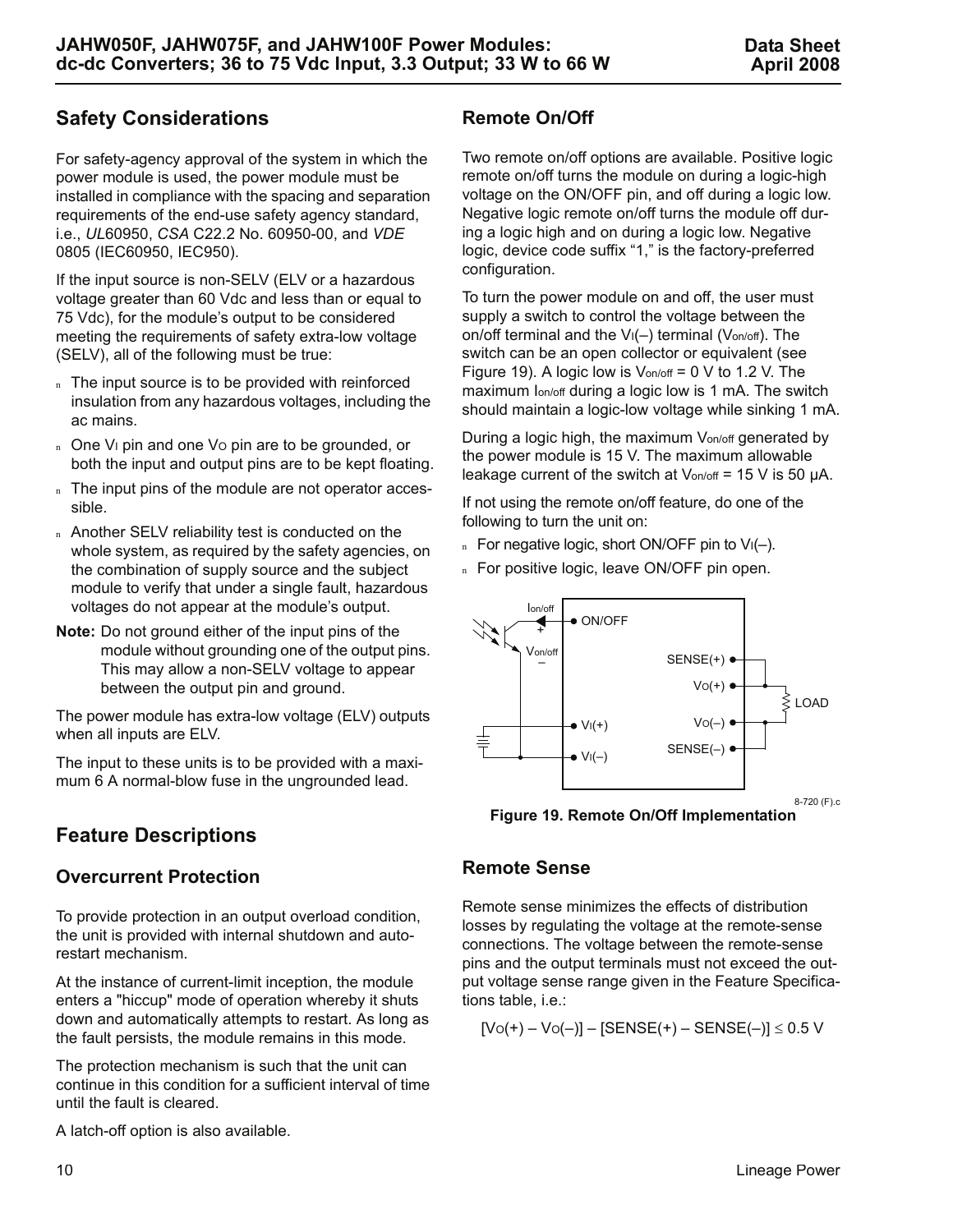## Safety Considerations

For safety-agency approval of the system in which the power module is used, the power module must be installed in compliance with the spacing and separation requirements of the end-use safety agency standard, i.e., *UL*60950, *CSA* C22.2 No. 60950-00, and *VDE* 0805 (IEC60950, IEC950).

If the input source is non-SELV (ELV or a hazardous voltage greater than 60 Vdc and less than or equal to 75 Vdc), for the module's output to be considered meeting the requirements of safety extra-low voltage (SELV), all of the following must be true:

- The input source is to be provided with reinforced insulation from any hazardous voltages, including the ac mains.
- One $V_I$ pin and one $V_O$ pin are to be grounded, or both the input and output pins are to be kept floating.
- The input pins of the module are not operator accessible.
- Another SELV reliability test is conducted on the whole system, as required by the safety agencies, on the combination of supply source and the subject module to verify that under a single fault, hazardous voltages do not appear at the module's output.

**Note:** Do not ground either of the input pins of the module without grounding one of the output pins. This may allow a non-SELV voltage to appear between the output pin and ground.

The power module has extra-low voltage (ELV) outputs when all inputs are ELV.

The input to these units is to be provided with a maximum 6 A normal-blow fuse in the ungrounded lead.

## Feature Descriptions

### Overcurrent Protection

To provide protection in an output overload condition, the unit is provided with internal shutdown and autorestart mechanism.

At the instance of current-limit inception, the module enters a "hiccup" mode of operation whereby it shuts down and automatically attempts to restart. As long as the fault persists, the module remains in this mode.

The protection mechanism is such that the unit can continue in this condition for a sufficient interval of time until the fault is cleared.

A latch-off option is also available.

### Remote On/Off

Two remote on/off options are available. Positive logic remote on/off turns the module on during a logic-high voltage on the ON/OFF pin, and off during a logic low. Negative logic remote on/off turns the module off during a logic high and on during a logic low. Negative logic, device code suffix "1," is the factory-preferred configuration.

To turn the power module on and off, the user must supply a switch to control the voltage between the on/off terminal and the $V_I(–)$ terminal ($V_{on/off}$). The switch can be an open collector or equivalent (see Figure 19). A logic low is $V_{on/off}$ = 0 V to 1.2 V. The maximum $I_{on/off}$ during a logic low is 1 mA. The switch should maintain a logic-low voltage while sinking 1 mA.

During a logic high, the maximum $V_{on/off}$ generated by the power module is 15 V. The maximum allowable leakage current of the switch at $V_{on/off}$ = 15 V is 50 µA.

If not using the remote on/off feature, do one of the following to turn the unit on:

- For negative logic, short ON/OFF pin to $V_I(–)$.
- For positive logic, leave ON/OFF pin open.

8-720 (F).c

**Figure 19. Remote On/Off Implementation**

### Remote Sense

Remote sense minimizes the effects of distribution losses by regulating the voltage at the remote-sense connections. The voltage between the remote-sense pins and the output terminals must not exceed the output voltage sense range given in the Feature Specifications table, i.e.:

$$[V_O(+) – V_O(–)] – [SENSE(+) – SENSE(–)] \leq 0.5 \text{ V}$$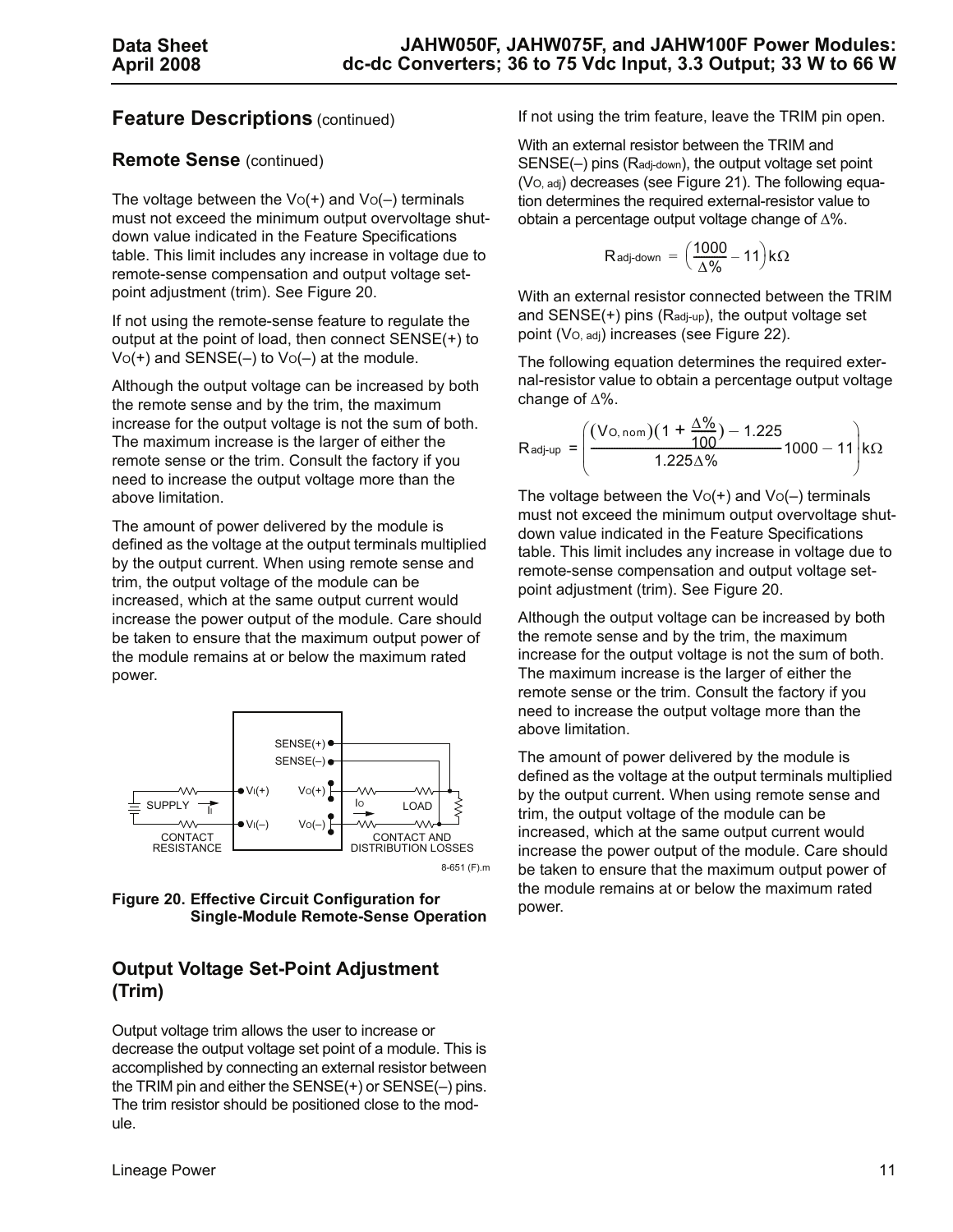## Feature Descriptions (continued)

### Remote Sense (continued)

The voltage between the $V_O(+)$ and $V_O(–)$ terminals must not exceed the minimum output overvoltage shutdown value indicated in the Feature Specifications table. This limit includes any increase in voltage due to remote-sense compensation and output voltage set-point adjustment (trim). See Figure 20.

If not using the remote-sense feature to regulate the output at the point of load, then connect SENSE(+) to $V_O(+)$ and SENSE(–) to $V_O(–)$ at the module.

Although the output voltage can be increased by both the remote sense and by the trim, the maximum increase for the output voltage is not the sum of both. The maximum increase is the larger of either the remote sense or the trim. Consult the factory if you need to increase the output voltage more than the above limitation.

The amount of power delivered by the module is defined as the voltage at the output terminals multiplied by the output current. When using remote sense and trim, the output voltage of the module can be increased, which at the same output current would increase the power output of the module. Care should be taken to ensure that the maximum output power of the module remains at or below the maximum rated power.

**Figure 20. Effective Circuit Configuration for Single-Module Remote-Sense Operation**

## Output Voltage Set-Point Adjustment (Trim)

Output voltage trim allows the user to increase or decrease the output voltage set point of a module. This is accomplished by connecting an external resistor between the TRIM pin and either the SENSE(+) or SENSE(–) pins. The trim resistor should be positioned close to the module.

If not using the trim feature, leave the TRIM pin open.

With an external resistor between the TRIM and SENSE(–) pins ($R_{adj\text{-}down}$), the output voltage set point ($V_{O,\,adj}$) decreases (see Figure 21). The following equation determines the required external-resistor value to obtain a percentage output voltage change of $\Delta\%$.

$$R_{adj\text{-}down} = \left(\frac{1000}{\Delta\%} - 11\right) k\Omega$$

With an external resistor connected between the TRIM and SENSE(+) pins ($R_{adj\text{-}up}$), the output voltage set point ($V_{O,\,adj}$) increases (see Figure 22).

The following equation determines the required external-resistor value to obtain a percentage output voltage change of $\Delta\%$.

$$R_{adj\text{-}up} = \left(\frac{(V_{O,\,nom})\left(1 + \frac{\Delta\%}{100}\right) - 1.225}{1.225\Delta\%} 1000 - 11\right) k\Omega$$

The voltage between the $V_O(+)$ and $V_O(–)$ terminals must not exceed the minimum output overvoltage shutdown value indicated in the Feature Specifications table. This limit includes any increase in voltage due to remote-sense compensation and output voltage set-point adjustment (trim). See Figure 20.

Although the output voltage can be increased by both the remote sense and by the trim, the maximum increase for the output voltage is not the sum of both. The maximum increase is the larger of either the remote sense or the trim. Consult the factory if you need to increase the output voltage more than the above limitation.

The amount of power delivered by the module is defined as the voltage at the output terminals multiplied by the output current. When using remote sense and trim, the output voltage of the module can be increased, which at the same output current would increase the power output of the module. Care should be taken to ensure that the maximum output power of the module remains at or below the maximum rated power.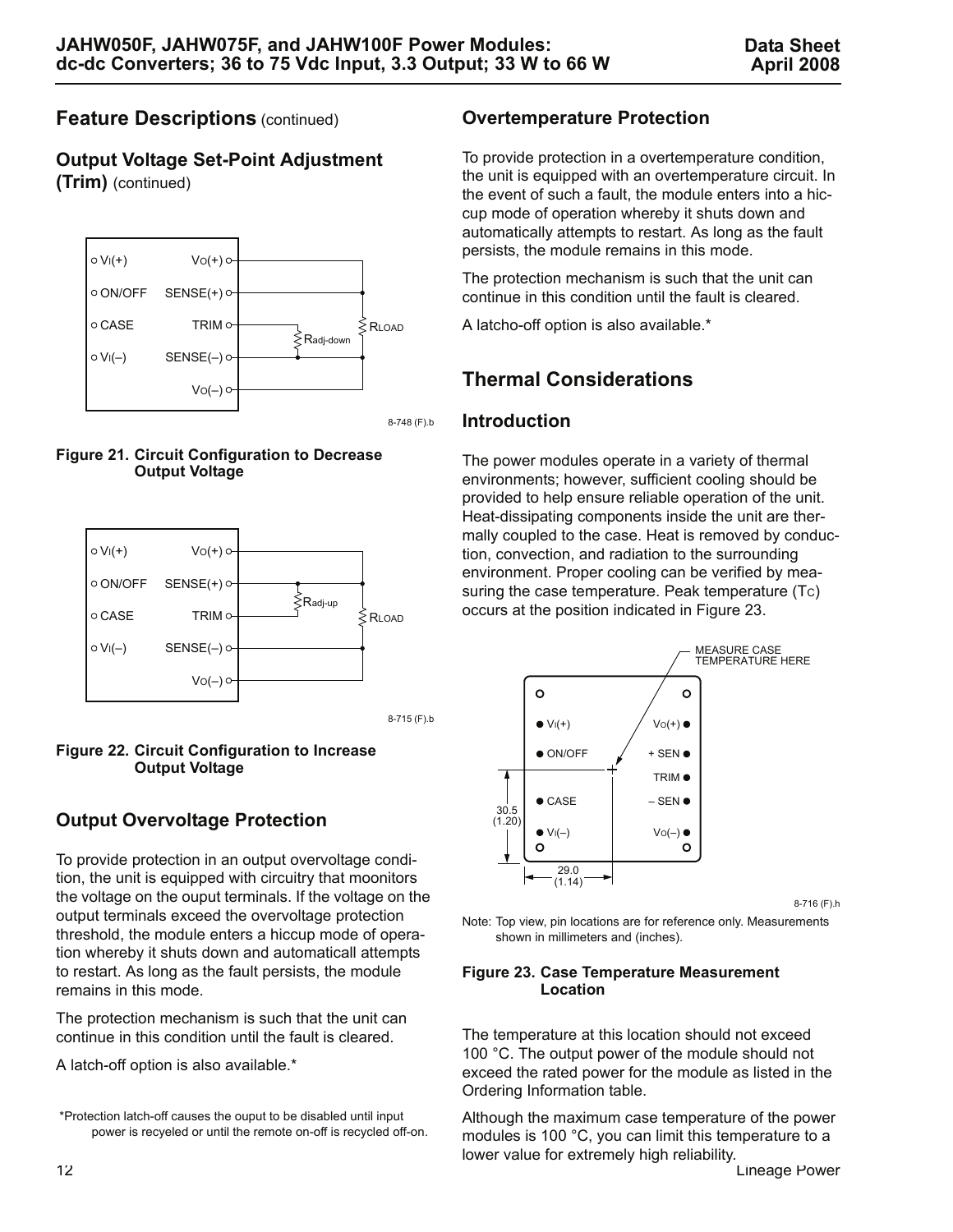## Feature Descriptions (continued)

### Output Voltage Set-Point Adjustment (Trim) (continued)

Figure 21. Circuit Configuration to Decrease Output Voltage

Figure 22. Circuit Configuration to Increase Output Voltage

### Output Overvoltage Protection

To provide protection in an output overvoltage condition, the unit is equipped with circuitry that moonitors the voltage on the ouput terminals. If the voltage on the output terminals exceed the overvoltage protection threshold, the module enters a hiccup mode of operation whereby it shuts down and automaticall attempts to restart. As long as the fault persists, the module remains in this mode.

The protection mechanism is such that the unit can continue in this condition until the fault is cleared.

A latch-off option is also available.*

*Protection latch-off causes the ouput to be disabled until input power is recyeled or until the remote on-off is recycled off-on.

### Overtemperature Protection

To provide protection in a overtemperature condition, the unit is equipped with an overtemperature circuit. In the event of such a fault, the module enters into a hiccup mode of operation whereby it shuts down and automatically attempts to restart. As long as the fault persists, the module remains in this mode.

The protection mechanism is such that the unit can continue in this condition until the fault is cleared.

A latcho-off option is also available.*

## Thermal Considerations

### Introduction

The power modules operate in a variety of thermal environments; however, sufficient cooling should be provided to help ensure reliable operation of the unit. Heat-dissipating components inside the unit are thermally coupled to the case. Heat is removed by conduction, convection, and radiation to the surrounding environment. Proper cooling can be verified by measuring the case temperature. Peak temperature ($T_C$) occurs at the position indicated in Figure 23.

Note: Top view, pin locations are for reference only. Measurements shown in millimeters and (inches).

Figure 23. Case Temperature Measurement Location

The temperature at this location should not exceed 100 °C. The output power of the module should not exceed the rated power for the module as listed in the Ordering Information table.

Although the maximum case temperature of the power modules is 100 °C, you can limit this temperature to a lower value for extremely high reliability.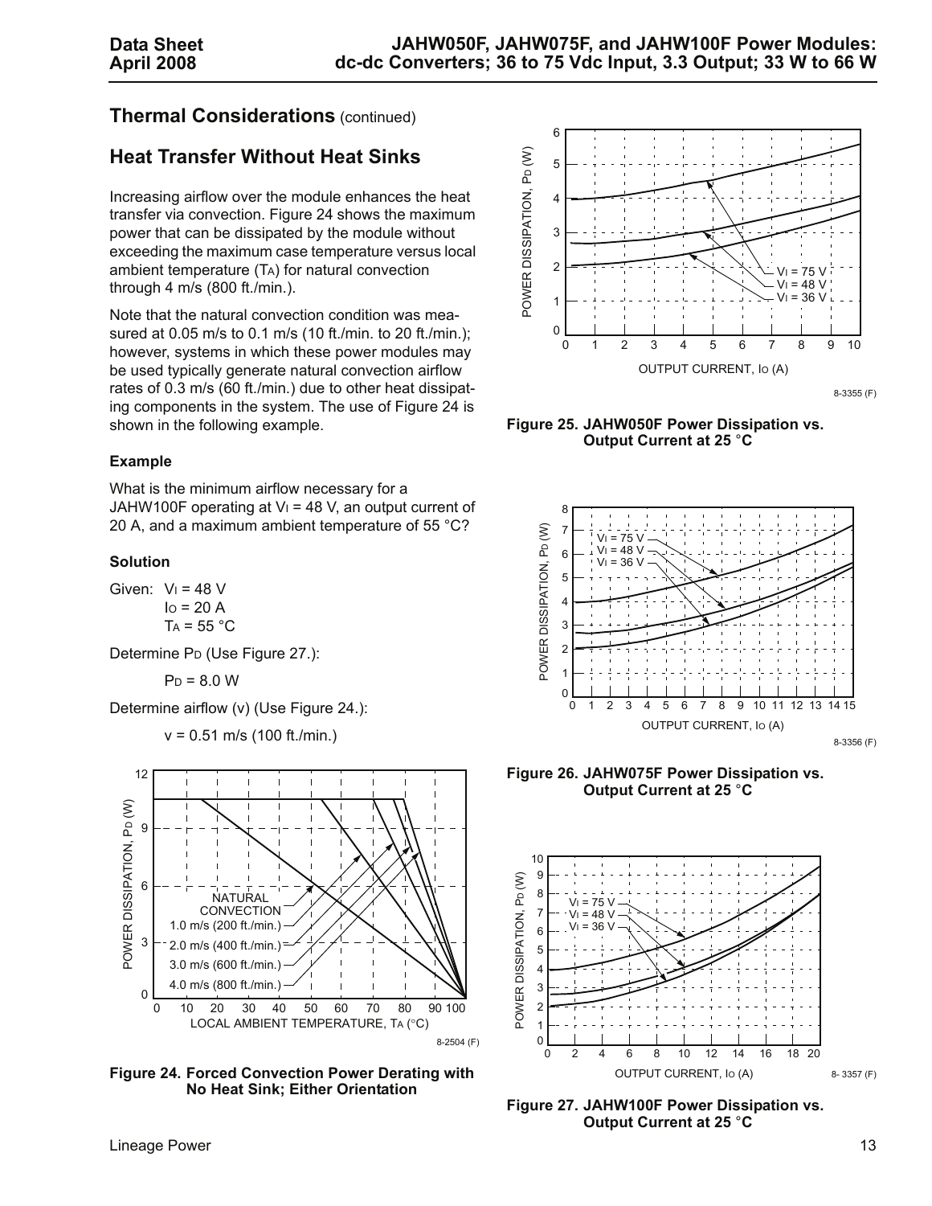## Thermal Considerations (continued)

## Heat Transfer Without Heat Sinks

Increasing airflow over the module enhances the heat transfer via convection. Figure 24 shows the maximum power that can be dissipated by the module without exceeding the maximum case temperature versus local ambient temperature ($T_A$) for natural convection through 4 m/s (800 ft./min.).

Note that the natural convection condition was measured at 0.05 m/s to 0.1 m/s (10 ft./min. to 20 ft./min.); however, systems in which these power modules may be used typically generate natural convection airflow rates of 0.3 m/s (60 ft./min.) due to other heat dissipating components in the system. The use of Figure 24 is shown in the following example.

#### Example

What is the minimum airflow necessary for a JAHW100F operating at $V_I$ = 48 V, an output current of 20 A, and a maximum ambient temperature of 55 °C?

#### Solution

Given: $V_I$ = 48 V
$I_O$ = 20 A
$T_A$ = 55 °C

Determine $P_D$ (Use Figure 27.):

$P_D$ = 8.0 W

Determine airflow (v) (Use Figure 24.):

v = 0.51 m/s (100 ft./min.)

Figure 24. Forced Convection Power Derating with No Heat Sink; Either Orientation

Figure 25. JAHW050F Power Dissipation vs. Output Current at 25 °C

Figure 26. JAHW075F Power Dissipation vs. Output Current at 25 °C

Figure 27. JAHW100F Power Dissipation vs. Output Current at 25 °C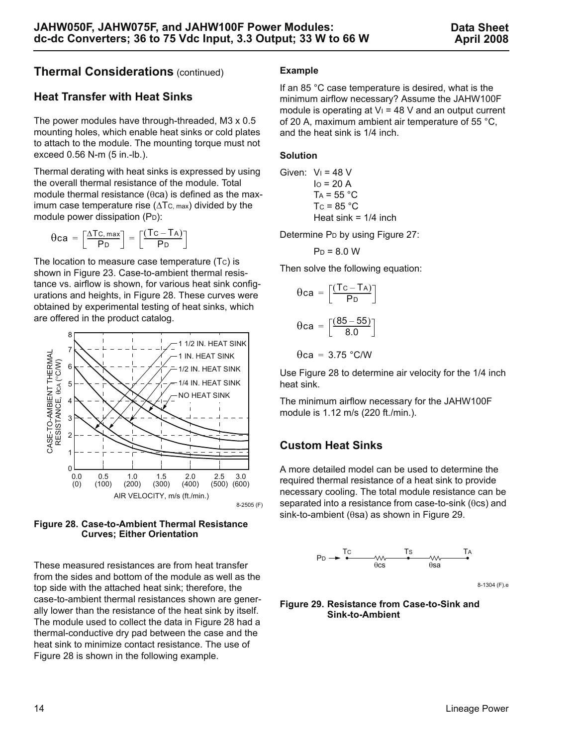## Thermal Considerations (continued)

### Heat Transfer with Heat Sinks

The power modules have through-threaded, M3 x 0.5 mounting holes, which enable heat sinks or cold plates to attach to the module. The mounting torque must not exceed 0.56 N-m (5 in.-lb.).

Thermal derating with heat sinks is expressed by using the overall thermal resistance of the module. Total module thermal resistance ($\theta ca$) is defined as the maximum case temperature rise ($\Delta T_{C,\,max}$) divided by the module power dissipation ($P_D$):

$$\theta ca = \left[\frac{\Delta T_{C,\,max}}{P_D}\right] = \left[\frac{(T_C - T_A)}{P_D}\right]$$

The location to measure case temperature ($T_C$) is shown in Figure 23. Case-to-ambient thermal resistance vs. airflow is shown, for various heat sink configurations and heights, in Figure 28. These curves were obtained by experimental testing of heat sinks, which are offered in the product catalog.

**Figure 28. Case-to-Ambient Thermal Resistance Curves; Either Orientation**

These measured resistances are from heat transfer from the sides and bottom of the module as well as the top side with the attached heat sink; therefore, the case-to-ambient thermal resistances shown are generally lower than the resistance of the heat sink by itself. The module used to collect the data in Figure 28 had a thermal-conductive dry pad between the case and the heat sink to minimize contact resistance. The use of Figure 28 is shown in the following example.

#### Example

If an 85 °C case temperature is desired, what is the minimum airflow necessary? Assume the JAHW100F module is operating at $V_I$ = 48 V and an output current of 20 A, maximum ambient air temperature of 55 °C, and the heat sink is 1/4 inch.

#### Solution

Given: $V_I$ = 48 V
$I_O$ = 20 A
$T_A$ = 55 °C
$T_C$ = 85 °C
Heat sink = 1/4 inch

Determine $P_D$ by using Figure 27:

$P_D$ = 8.0 W

Then solve the following equation:

$$\theta ca = \left[\frac{(T_C - T_A)}{P_D}\right]$$

$$\theta ca = \left[\frac{(85 - 55)}{8.0}\right]$$

$$\theta ca = 3.75\ °C/W$$

Use Figure 28 to determine air velocity for the 1/4 inch heat sink.

The minimum airflow necessary for the JAHW100F module is 1.12 m/s (220 ft./min.).

### Custom Heat Sinks

A more detailed model can be used to determine the required thermal resistance of a heat sink to provide necessary cooling. The total module resistance can be separated into a resistance from case-to-sink ($\theta cs$) and sink-to-ambient ($\theta sa$) as shown in Figure 29.

**Figure 29. Resistance from Case-to-Sink and Sink-to-Ambient**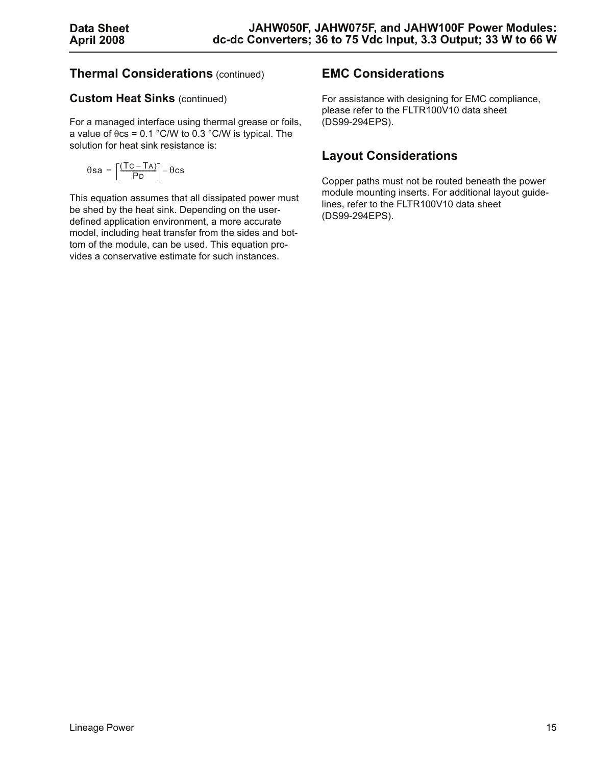## Thermal Considerations (continued)

### Custom Heat Sinks (continued)

For a managed interface using thermal grease or foils, a value of $\theta cs$ = 0.1 °C/W to 0.3 °C/W is typical. The solution for heat sink resistance is:

$$\theta sa = \left[\frac{(T_C - T_A)}{P_D}\right] - \theta cs$$

This equation assumes that all dissipated power must be shed by the heat sink. Depending on the user-defined application environment, a more accurate model, including heat transfer from the sides and bottom of the module, can be used. This equation provides a conservative estimate for such instances.

## EMC Considerations

For assistance with designing for EMC compliance, please refer to the FLTR100V10 data sheet (DS99-294EPS).

## Layout Considerations

Copper paths must not be routed beneath the power module mounting inserts. For additional layout guidelines, refer to the FLTR100V10 data sheet (DS99-294EPS).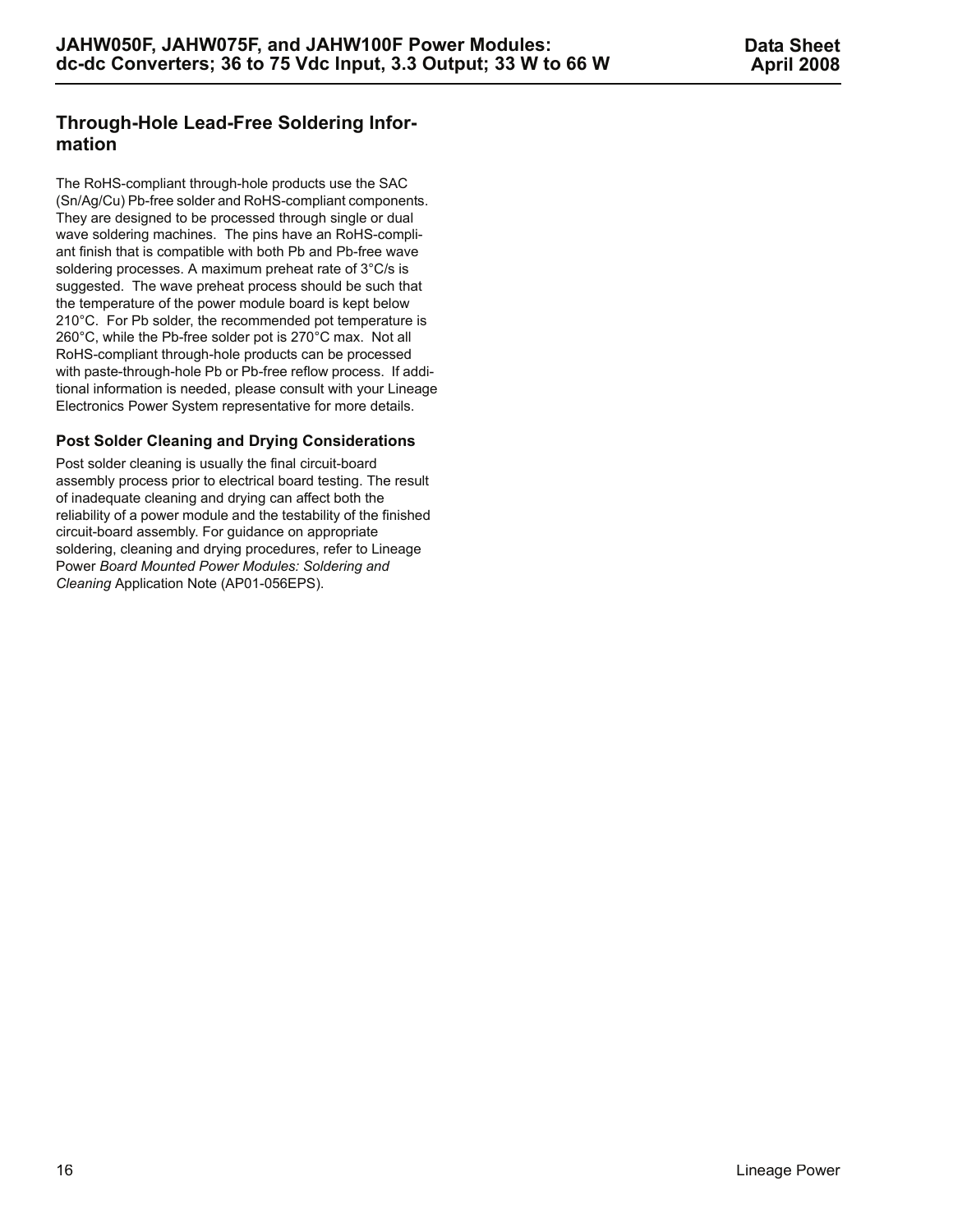## Through-Hole Lead-Free Soldering Information

The RoHS-compliant through-hole products use the SAC (Sn/Ag/Cu) Pb-free solder and RoHS-compliant components. They are designed to be processed through single or dual wave soldering machines. The pins have an RoHS-compliant finish that is compatible with both Pb and Pb-free wave soldering processes. A maximum preheat rate of 3°C/s is suggested. The wave preheat process should be such that the temperature of the power module board is kept below 210°C. For Pb solder, the recommended pot temperature is 260°C, while the Pb-free solder pot is 270°C max. Not all RoHS-compliant through-hole products can be processed with paste-through-hole Pb or Pb-free reflow process. If additional information is needed, please consult with your Lineage Electronics Power System representative for more details.

### Post Solder Cleaning and Drying Considerations

Post solder cleaning is usually the final circuit-board assembly process prior to electrical board testing. The result of inadequate cleaning and drying can affect both the reliability of a power module and the testability of the finished circuit-board assembly. For guidance on appropriate soldering, cleaning and drying procedures, refer to Lineage Power *Board Mounted Power Modules: Soldering and Cleaning* Application Note (AP01-056EPS).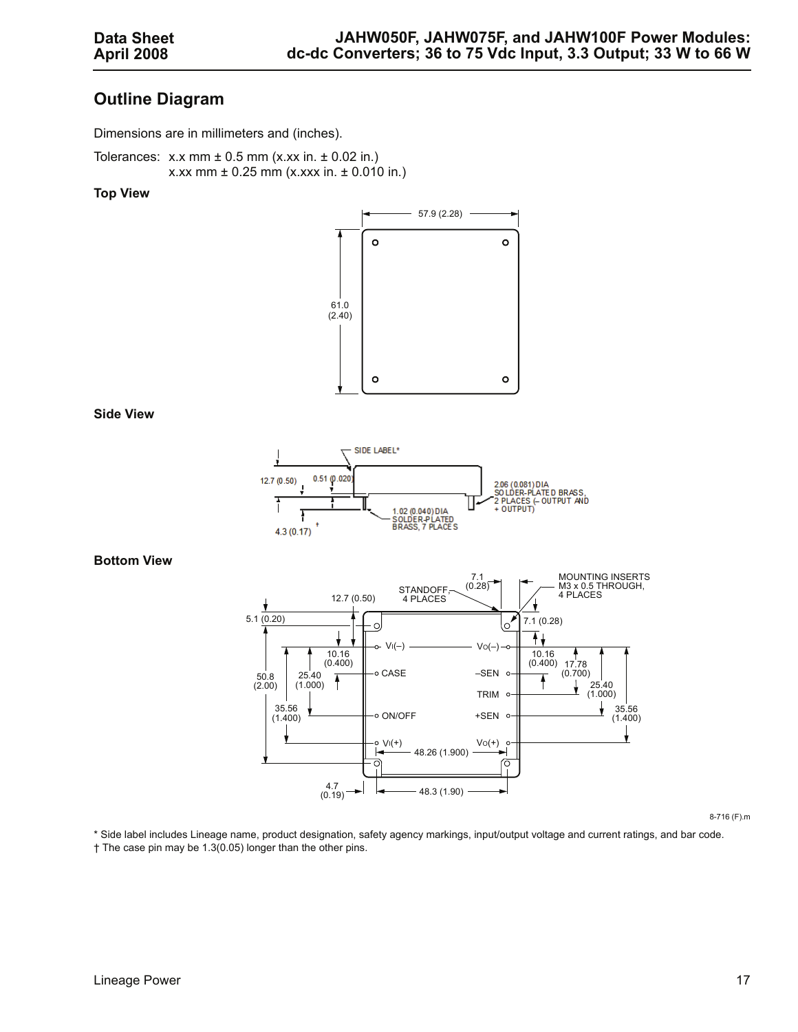## Outline Diagram

Dimensions are in millimeters and (inches).

Tolerances: x.x mm ± 0.5 mm (x.xx in. ± 0.02 in.)
x.xx mm ± 0.25 mm (x.xxx in. ± 0.010 in.)

**Top View**

57.9 (2.28)

61.0 (2.40)

**Side View**

SIDE LABEL*

12.7 (0.50)

0.51 (0.020)

2.06 (0.081) DIA SOLDER-PLATED BRASS, 2 PLACES (– OUTPUT AND + OUTPUT)

1.02 (0.040) DIA SOLDER-PLATED BRASS, 7 PLACES

4.3 (0.17) †

**Bottom View**

STANDOFF, 4 PLACES

7.1 (0.28)

MOUNTING INSERTS M3 x 0.5 THROUGH, 4 PLACES

12.7 (0.50)

5.1 (0.20)

7.1 (0.28)

VI(–) VO(–)

10.16 (0.400)

10.16 (0.400)

17.78 (0.700)

CASE –SEN

50.8 (2.00)

25.40 (1.000)

TRIM

25.40 (1.000)

35.56 (1.400)

ON/OFF +SEN

35.56 (1.400)

VI(+) VO(+)

48.26 (1.900)

4.7 (0.19)

48.3 (1.90)

8-716 (F).m

\* Side label includes Lineage name, product designation, safety agency markings, input/output voltage and current ratings, and bar code.
† The case pin may be 1.3(0.05) longer than the other pins.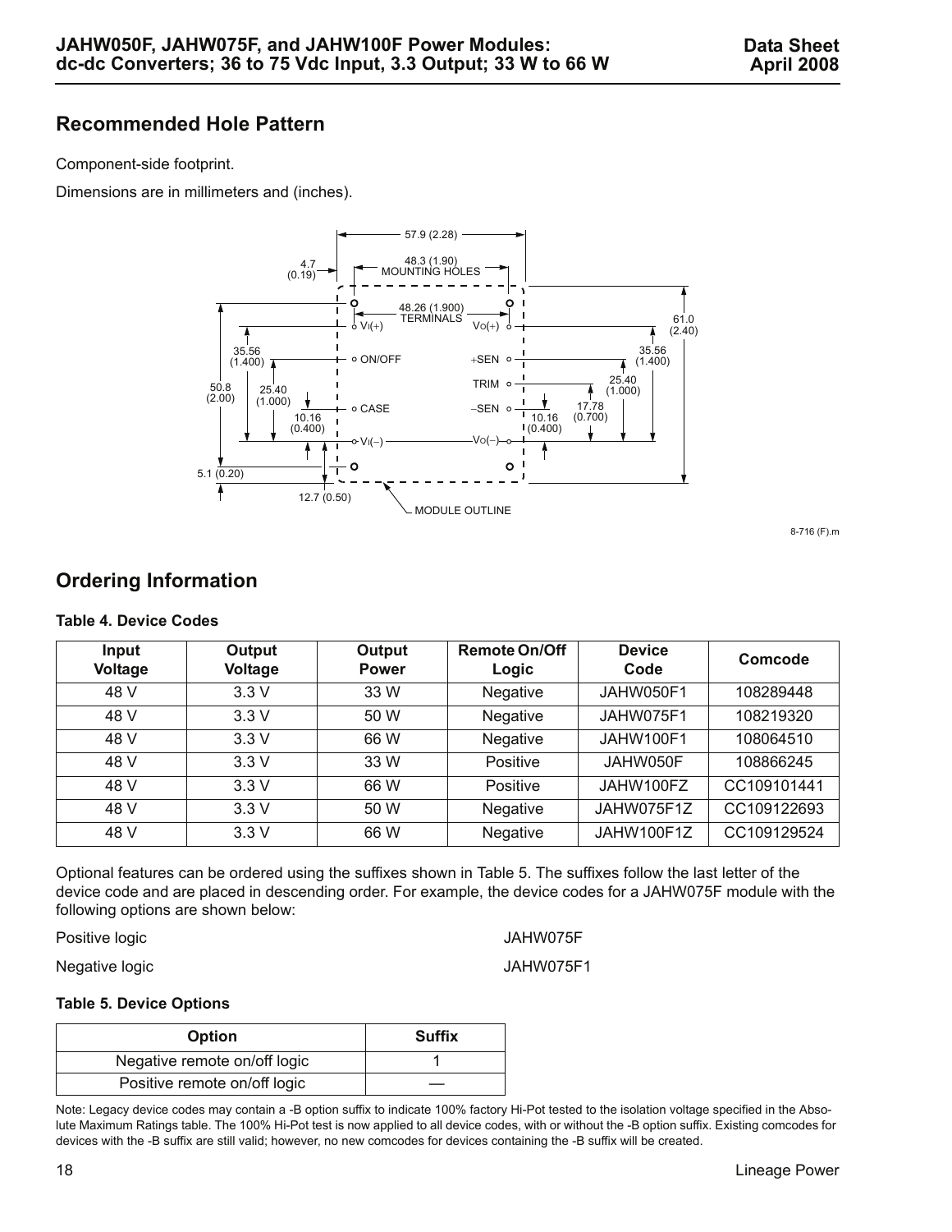## Recommended Hole Pattern

Component-side footprint.

Dimensions are in millimeters and (inches).

8-716 (F).m

## Ordering Information

**Table 4. Device Codes**

| Input Voltage | Output Voltage | Output Power | Remote On/Off Logic | Device Code | Comcode |
|---|---|---|---|---|---|
| 48 V | 3.3 V | 33 W | Negative | JAHW050F1 | 108289448 |
| 48 V | 3.3 V | 50 W | Negative | JAHW075F1 | 108219320 |
| 48 V | 3.3 V | 66 W | Negative | JAHW100F1 | 108064510 |
| 48 V | 3.3 V | 33 W | Positive | JAHW050F | 108866245 |
| 48 V | 3.3 V | 66 W | Positive | JAHW100FZ | CC109101441 |
| 48 V | 3.3 V | 50 W | Negative | JAHW075F1Z | CC109122693 |
| 48 V | 3.3 V | 66 W | Negative | JAHW100F1Z | CC109129524 |

Optional features can be ordered using the suffixes shown in Table 5. The suffixes follow the last letter of the device code and are placed in descending order. For example, the device codes for a JAHW075F module with the following options are shown below:

| | |
|---|---|
| Positive logic | JAHW075F |
| Negative logic | JAHW075F1 |

**Table 5. Device Options**

| Option | Suffix |
|---|---|
| Negative remote on/off logic | 1 |
| Positive remote on/off logic | — |

Note: Legacy device codes may contain a -B option suffix to indicate 100% factory Hi-Pot tested to the isolation voltage specified in the Absolute Maximum Ratings table. The 100% Hi-Pot test is now applied to all device codes, with or without the -B option suffix. Existing comcodes for devices with the -B suffix are still valid; however, no new comcodes for devices containing the -B suffix will be created.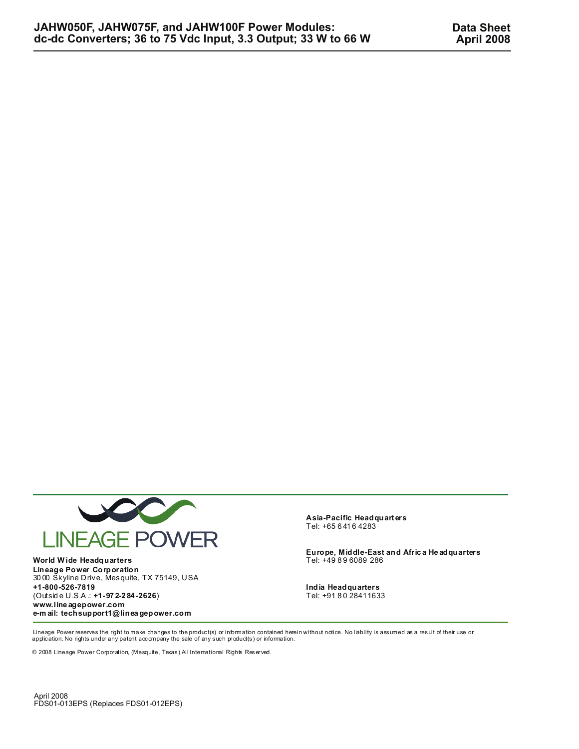LINEAGE POWER

**World Wide Headquarters**
**Lineage Power Corporation**
3000 Skyline Drive, Mesquite, TX 75149, USA
**+1-800-526-7819**
(Outside U.S.A.: **+1-972-284-2626**)
**www.lineagepower.com**
**e-mail: techsupport1@lineagepower.com**

**Asia-Pacific Headquarters**
Tel: +65 6416 4283

**Europe, Middle-East and Africa Headquarters**
Tel: +49 89 6089 286

**India Headquarters**
Tel: +91 80 28411633

Lineage Power reserves the right to make changes to the product(s) or information contained herein without notice. No liability is assumed as a result of their use or application. No rights under any patent accompany the sale of any such product(s) or information.

© 2008 Lineage Power Corporation, (Mesquite, Texas) All International Rights Reserved.

April 2008
FDS01-013EPS (Replaces FDS01-012EPS)